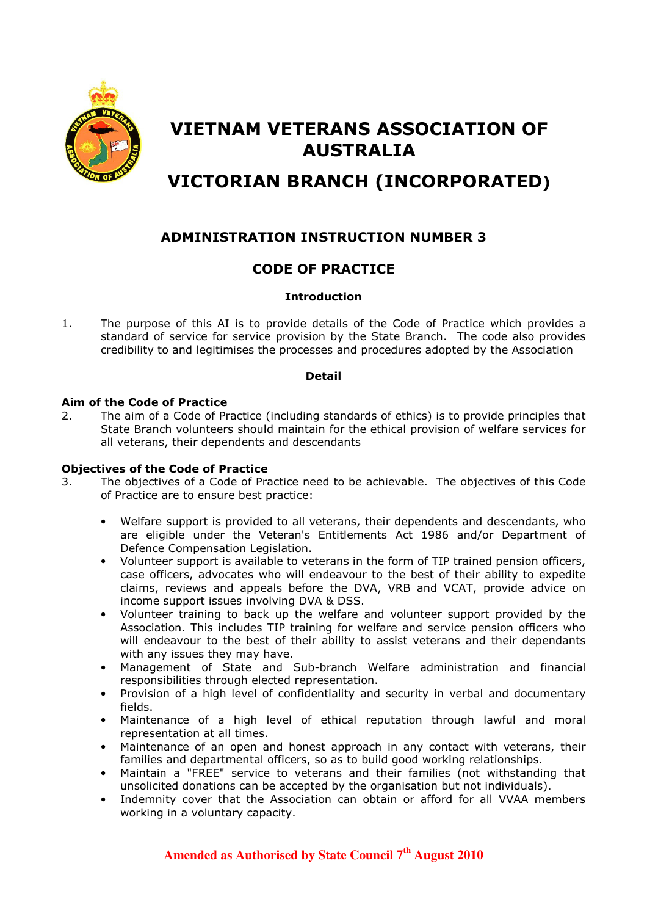# VIETNAM VETERANS ASSOCIATION OF AUSTRALIA

# VICTORIAN BRANCH (INCORPORATED)

## ADMINISTRATION INSTRUCTION NUMBER 3

## CODE OF PRACTICE

### Introduction

1. The purpose of this AI is to provide details of the Code of Practice which provides a standard of service for service provision by the State Branch. The code also provides credibility to and legitimises the processes and procedures adopted by the Association

### Detail

**Aim of the Code of Practice**

2. The aim of a Code of Practice (including standards of ethics) is to provide principles that State Branch volunteers should maintain for the ethical provision of welfare services for all veterans, their dependents and descendants

**Objectives of the Code of Practice**

3. The objectives of a Code of Practice need to be achievable. The objectives of this Code of Practice are to ensure best practice:

   - Welfare support is provided to all veterans, their dependents and descendants, who are eligible under the Veteran's Entitlements Act 1986 and/or Department of Defence Compensation Legislation.
   - Volunteer support is available to veterans in the form of TIP trained pension officers, case officers, advocates who will endeavour to the best of their ability to expedite claims, reviews and appeals before the DVA, VRB and VCAT, provide advice on income support issues involving DVA & DSS.
   - Volunteer training to back up the welfare and volunteer support provided by the Association. This includes TIP training for welfare and service pension officers who will endeavour to the best of their ability to assist veterans and their dependants with any issues they may have.
   - Management of State and Sub-branch Welfare administration and financial responsibilities through elected representation.
   - Provision of a high level of confidentiality and security in verbal and documentary fields.
   - Maintenance of a high level of ethical reputation through lawful and moral representation at all times.
   - Maintenance of an open and honest approach in any contact with veterans, their families and departmental officers, so as to build good working relationships.
   - Maintain a "FREE" service to veterans and their families (not withstanding that unsolicited donations can be accepted by the organisation but not individuals).
   - Indemnity cover that the Association can obtain or afford for all VVAA members working in a voluntary capacity.

**Amended as Authorised by State Council 7th August 2010**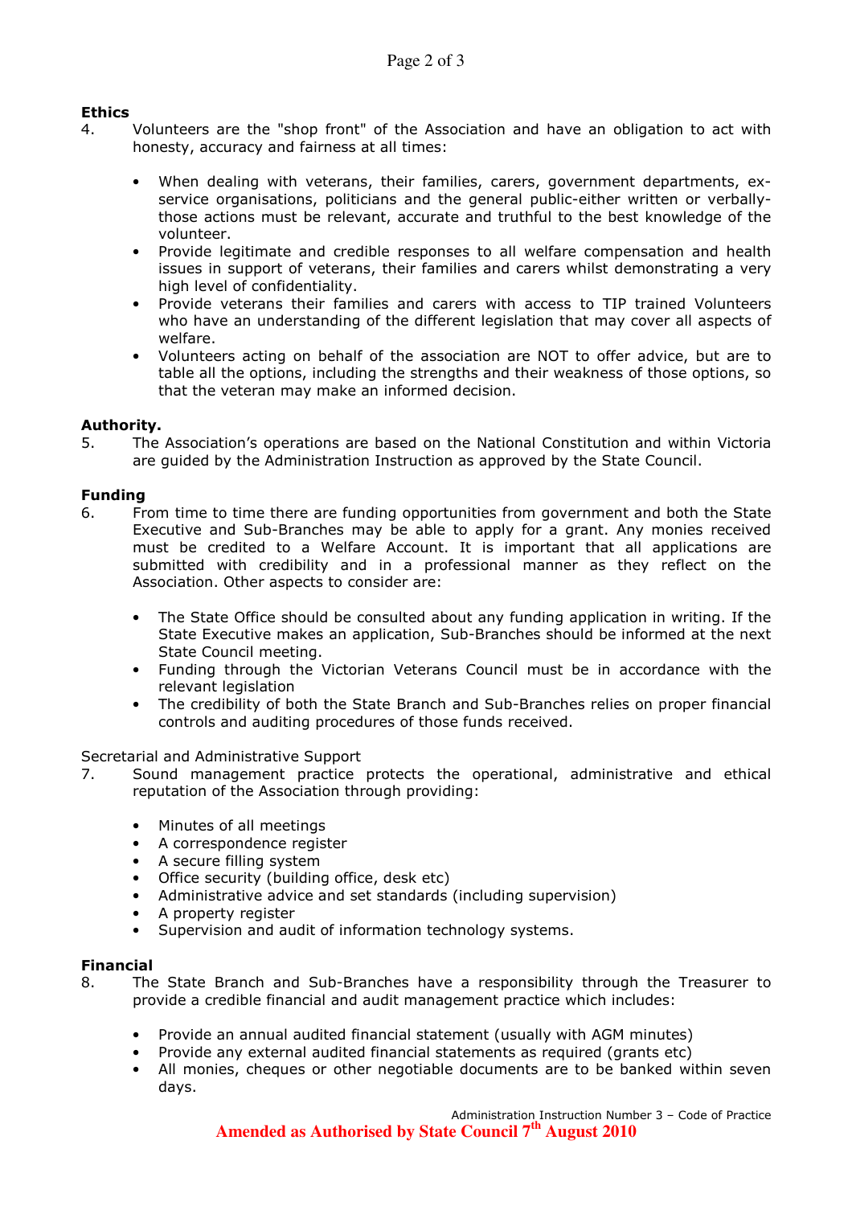**Ethics**

4. Volunteers are the "shop front" of the Association and have an obligation to act with honesty, accuracy and fairness at all times:

   - When dealing with veterans, their families, carers, government departments, ex-service organisations, politicians and the general public-either written or verbally-those actions must be relevant, accurate and truthful to the best knowledge of the volunteer.
   - Provide legitimate and credible responses to all welfare compensation and health issues in support of veterans, their families and carers whilst demonstrating a very high level of confidentiality.
   - Provide veterans their families and carers with access to TIP trained Volunteers who have an understanding of the different legislation that may cover all aspects of welfare.
   - Volunteers acting on behalf of the association are NOT to offer advice, but are to table all the options, including the strengths and their weakness of those options, so that the veteran may make an informed decision.

**Authority.**

5. The Association's operations are based on the National Constitution and within Victoria are guided by the Administration Instruction as approved by the State Council.

**Funding**

6. From time to time there are funding opportunities from government and both the State Executive and Sub-Branches may be able to apply for a grant. Any monies received must be credited to a Welfare Account. It is important that all applications are submitted with credibility and in a professional manner as they reflect on the Association. Other aspects to consider are:

   - The State Office should be consulted about any funding application in writing. If the State Executive makes an application, Sub-Branches should be informed at the next State Council meeting.
   - Funding through the Victorian Veterans Council must be in accordance with the relevant legislation
   - The credibility of both the State Branch and Sub-Branches relies on proper financial controls and auditing procedures of those funds received.

Secretarial and Administrative Support

7. Sound management practice protects the operational, administrative and ethical reputation of the Association through providing:

   - Minutes of all meetings
   - A correspondence register
   - A secure filling system
   - Office security (building office, desk etc)
   - Administrative advice and set standards (including supervision)
   - A property register
   - Supervision and audit of information technology systems.

**Financial**

8. The State Branch and Sub-Branches have a responsibility through the Treasurer to provide a credible financial and audit management practice which includes:

   - Provide an annual audited financial statement (usually with AGM minutes)
   - Provide any external audited financial statements as required (grants etc)
   - All monies, cheques or other negotiable documents are to be banked within seven days.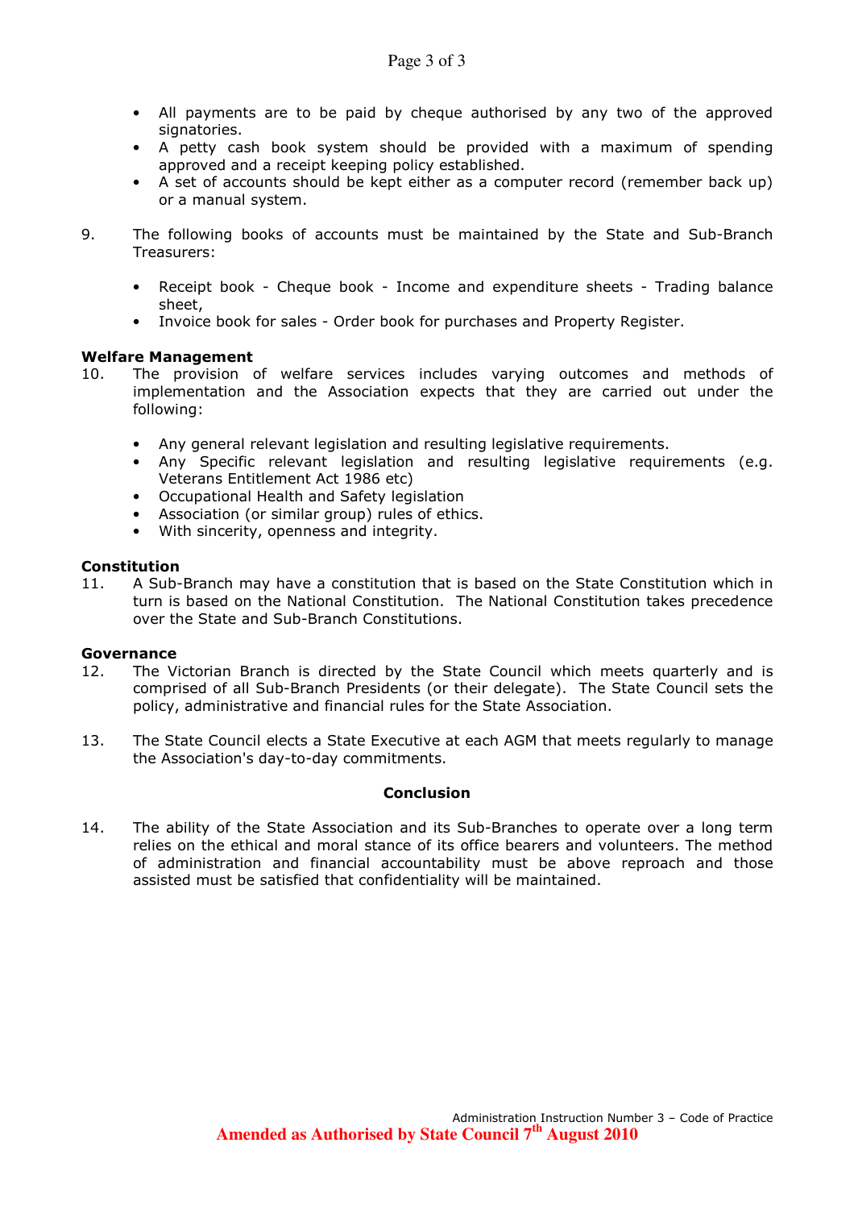- All payments are to be paid by cheque authorised by any two of the approved signatories.
- A petty cash book system should be provided with a maximum of spending approved and a receipt keeping policy established.
- A set of accounts should be kept either as a computer record (remember back up) or a manual system.

9. The following books of accounts must be maintained by the State and Sub-Branch Treasurers:

    - Receipt book - Cheque book - Income and expenditure sheets - Trading balance sheet,
    - Invoice book for sales - Order book for purchases and Property Register.

**Welfare Management**

10. The provision of welfare services includes varying outcomes and methods of implementation and the Association expects that they are carried out under the following:

    - Any general relevant legislation and resulting legislative requirements.
    - Any Specific relevant legislation and resulting legislative requirements (e.g. Veterans Entitlement Act 1986 etc)
    - Occupational Health and Safety legislation
    - Association (or similar group) rules of ethics.
    - With sincerity, openness and integrity.

**Constitution**

11. A Sub-Branch may have a constitution that is based on the State Constitution which in turn is based on the National Constitution. The National Constitution takes precedence over the State and Sub-Branch Constitutions.

**Governance**

12. The Victorian Branch is directed by the State Council which meets quarterly and is comprised of all Sub-Branch Presidents (or their delegate). The State Council sets the policy, administrative and financial rules for the State Association.

13. The State Council elects a State Executive at each AGM that meets regularly to manage the Association's day-to-day commitments.

**Conclusion**

14. The ability of the State Association and its Sub-Branches to operate over a long term relies on the ethical and moral stance of its office bearers and volunteers. The method of administration and financial accountability must be above reproach and those assisted must be satisfied that confidentiality will be maintained.

Administration Instruction Number 3 – Code of Practice

**Amended as Authorised by State Council 7th August 2010**